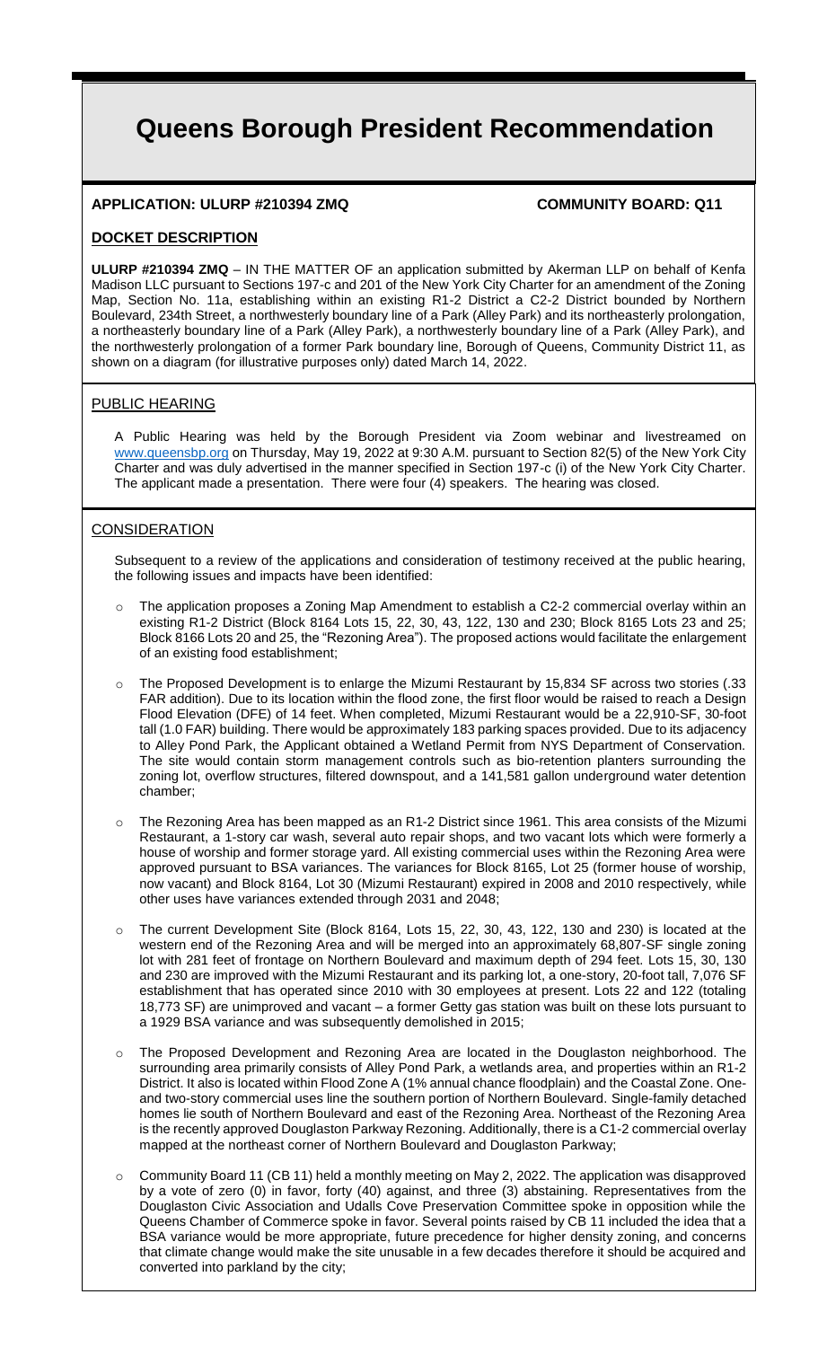# Queens Borough President Recommendation

**APPLICATION: ULURP #210394 ZMQ** **COMMUNITY BOARD: Q11**

## DOCKET DESCRIPTION

**ULURP #210394 ZMQ** – IN THE MATTER OF an application submitted by Akerman LLP on behalf of Kenfa Madison LLC pursuant to Sections 197-c and 201 of the New York City Charter for an amendment of the Zoning Map, Section No. 11a, establishing within an existing R1-2 District a C2-2 District bounded by Northern Boulevard, 234th Street, a northwesterly boundary line of a Park (Alley Park) and its northeasterly prolongation, a northeasterly boundary line of a Park (Alley Park), a northwesterly boundary line of a Park (Alley Park), and the northwesterly prolongation of a former Park boundary line, Borough of Queens, Community District 11, as shown on a diagram (for illustrative purposes only) dated March 14, 2022.

## PUBLIC HEARING

A Public Hearing was held by the Borough President via Zoom webinar and livestreamed on www.queensbp.org on Thursday, May 19, 2022 at 9:30 A.M. pursuant to Section 82(5) of the New York City Charter and was duly advertised in the manner specified in Section 197-c (i) of the New York City Charter. The applicant made a presentation. There were four (4) speakers. The hearing was closed.

## CONSIDERATION

Subsequent to a review of the applications and consideration of testimony received at the public hearing, the following issues and impacts have been identified:

- The application proposes a Zoning Map Amendment to establish a C2-2 commercial overlay within an existing R1-2 District (Block 8164 Lots 15, 22, 30, 43, 122, 130 and 230; Block 8165 Lots 23 and 25; Block 8166 Lots 20 and 25, the "Rezoning Area"). The proposed actions would facilitate the enlargement of an existing food establishment;
- The Proposed Development is to enlarge the Mizumi Restaurant by 15,834 SF across two stories (.33 FAR addition). Due to its location within the flood zone, the first floor would be raised to reach a Design Flood Elevation (DFE) of 14 feet. When completed, Mizumi Restaurant would be a 22,910-SF, 30-foot tall (1.0 FAR) building. There would be approximately 183 parking spaces provided. Due to its adjacency to Alley Pond Park, the Applicant obtained a Wetland Permit from NYS Department of Conservation. The site would contain storm management controls such as bio-retention planters surrounding the zoning lot, overflow structures, filtered downspout, and a 141,581 gallon underground water detention chamber;
- The Rezoning Area has been mapped as an R1-2 District since 1961. This area consists of the Mizumi Restaurant, a 1-story car wash, several auto repair shops, and two vacant lots which were formerly a house of worship and former storage yard. All existing commercial uses within the Rezoning Area were approved pursuant to BSA variances. The variances for Block 8165, Lot 25 (former house of worship, now vacant) and Block 8164, Lot 30 (Mizumi Restaurant) expired in 2008 and 2010 respectively, while other uses have variances extended through 2031 and 2048;
- The current Development Site (Block 8164, Lots 15, 22, 30, 43, 122, 130 and 230) is located at the western end of the Rezoning Area and will be merged into an approximately 68,807-SF single zoning lot with 281 feet of frontage on Northern Boulevard and maximum depth of 294 feet. Lots 15, 30, 130 and 230 are improved with the Mizumi Restaurant and its parking lot, a one-story, 20-foot tall, 7,076 SF establishment that has operated since 2010 with 30 employees at present. Lots 22 and 122 (totaling 18,773 SF) are unimproved and vacant – a former Getty gas station was built on these lots pursuant to a 1929 BSA variance and was subsequently demolished in 2015;
- The Proposed Development and Rezoning Area are located in the Douglaston neighborhood. The surrounding area primarily consists of Alley Pond Park, a wetlands area, and properties within an R1-2 District. It also is located within Flood Zone A (1% annual chance floodplain) and the Coastal Zone. One- and two-story commercial uses line the southern portion of Northern Boulevard. Single-family detached homes lie south of Northern Boulevard and east of the Rezoning Area. Northeast of the Rezoning Area is the recently approved Douglaston Parkway Rezoning. Additionally, there is a C1-2 commercial overlay mapped at the northeast corner of Northern Boulevard and Douglaston Parkway;
- Community Board 11 (CB 11) held a monthly meeting on May 2, 2022. The application was disapproved by a vote of zero (0) in favor, forty (40) against, and three (3) abstaining. Representatives from the Douglaston Civic Association and Udalls Cove Preservation Committee spoke in opposition while the Queens Chamber of Commerce spoke in favor. Several points raised by CB 11 included the idea that a BSA variance would be more appropriate, future precedence for higher density zoning, and concerns that climate change would make the site unusable in a few decades therefore it should be acquired and converted into parkland by the city;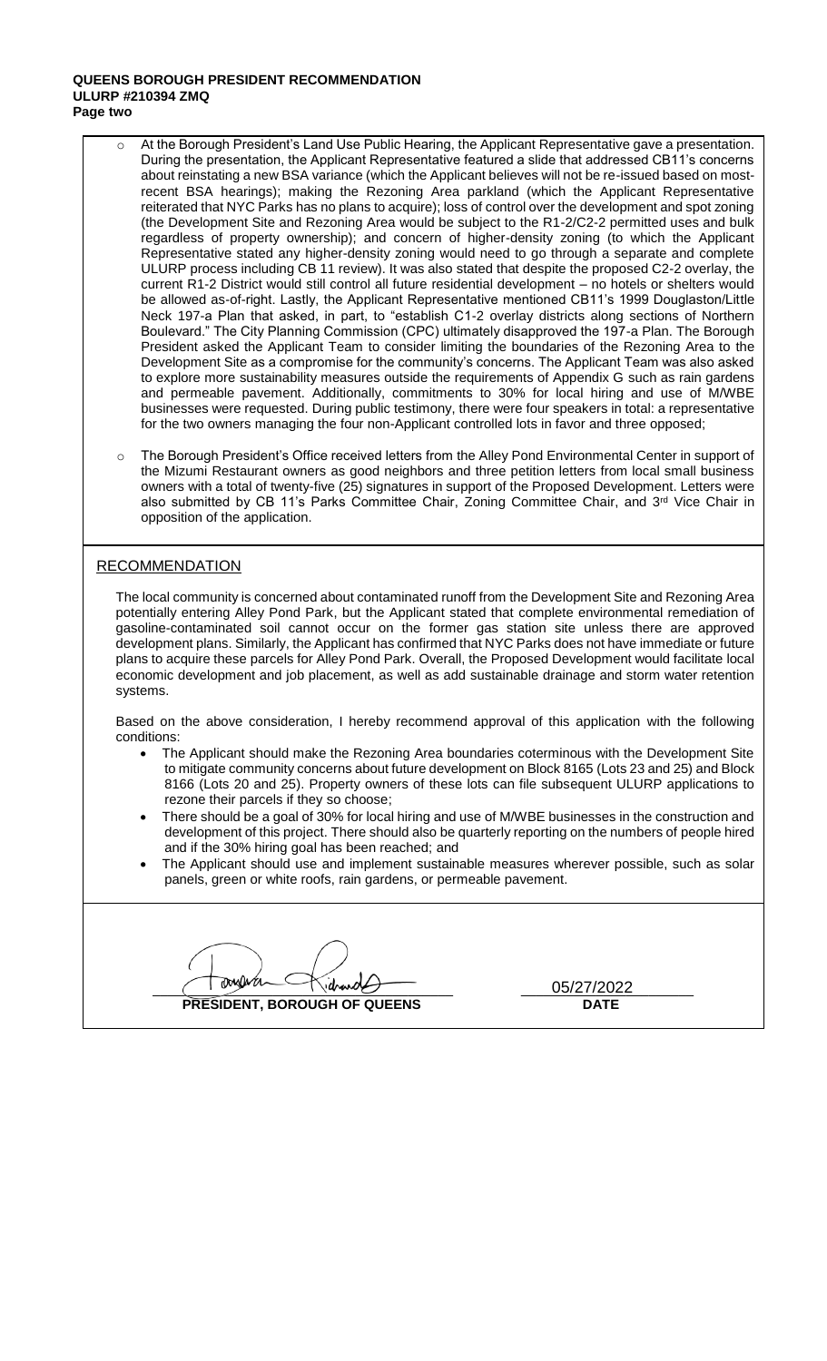- At the Borough President's Land Use Public Hearing, the Applicant Representative gave a presentation. During the presentation, the Applicant Representative featured a slide that addressed CB11's concerns about reinstating a new BSA variance (which the Applicant believes will not be re-issued based on most-recent BSA hearings); making the Rezoning Area parkland (which the Applicant Representative reiterated that NYC Parks has no plans to acquire); loss of control over the development and spot zoning (the Development Site and Rezoning Area would be subject to the R1-2/C2-2 permitted uses and bulk regardless of property ownership); and concern of higher-density zoning (to which the Applicant Representative stated any higher-density zoning would need to go through a separate and complete ULURP process including CB 11 review). It was also stated that despite the proposed C2-2 overlay, the current R1-2 District would still control all future residential development – no hotels or shelters would be allowed as-of-right. Lastly, the Applicant Representative mentioned CB11's 1999 Douglaston/Little Neck 197-a Plan that asked, in part, to "establish C1-2 overlay districts along sections of Northern Boulevard." The City Planning Commission (CPC) ultimately disapproved the 197-a Plan. The Borough President asked the Applicant Team to consider limiting the boundaries of the Rezoning Area to the Development Site as a compromise for the community's concerns. The Applicant Team was also asked to explore more sustainability measures outside the requirements of Appendix G such as rain gardens and permeable pavement. Additionally, commitments to 30% for local hiring and use of M/WBE businesses were requested. During public testimony, there were four speakers in total: a representative for the two owners managing the four non-Applicant controlled lots in favor and three opposed;

- The Borough President's Office received letters from the Alley Pond Environmental Center in support of the Mizumi Restaurant owners as good neighbors and three petition letters from local small business owners with a total of twenty-five (25) signatures in support of the Proposed Development. Letters were also submitted by CB 11's Parks Committee Chair, Zoning Committee Chair, and 3rd Vice Chair in opposition of the application.

## RECOMMENDATION

The local community is concerned about contaminated runoff from the Development Site and Rezoning Area potentially entering Alley Pond Park, but the Applicant stated that complete environmental remediation of gasoline-contaminated soil cannot occur on the former gas station site unless there are approved development plans. Similarly, the Applicant has confirmed that NYC Parks does not have immediate or future plans to acquire these parcels for Alley Pond Park. Overall, the Proposed Development would facilitate local economic development and job placement, as well as add sustainable drainage and storm water retention systems.

Based on the above consideration, I hereby recommend approval of this application with the following conditions:

- The Applicant should make the Rezoning Area boundaries coterminous with the Development Site to mitigate community concerns about future development on Block 8165 (Lots 23 and 25) and Block 8166 (Lots 20 and 25). Property owners of these lots can file subsequent ULURP applications to rezone their parcels if they so choose;
- There should be a goal of 30% for local hiring and use of M/WBE businesses in the construction and development of this project. There should also be quarterly reporting on the numbers of people hired and if the 30% hiring goal has been reached; and
- The Applicant should use and implement sustainable measures wherever possible, such as solar panels, green or white roofs, rain gardens, or permeable pavement.

**PRESIDENT, BOROUGH OF QUEENS** 05/27/2022 **DATE**